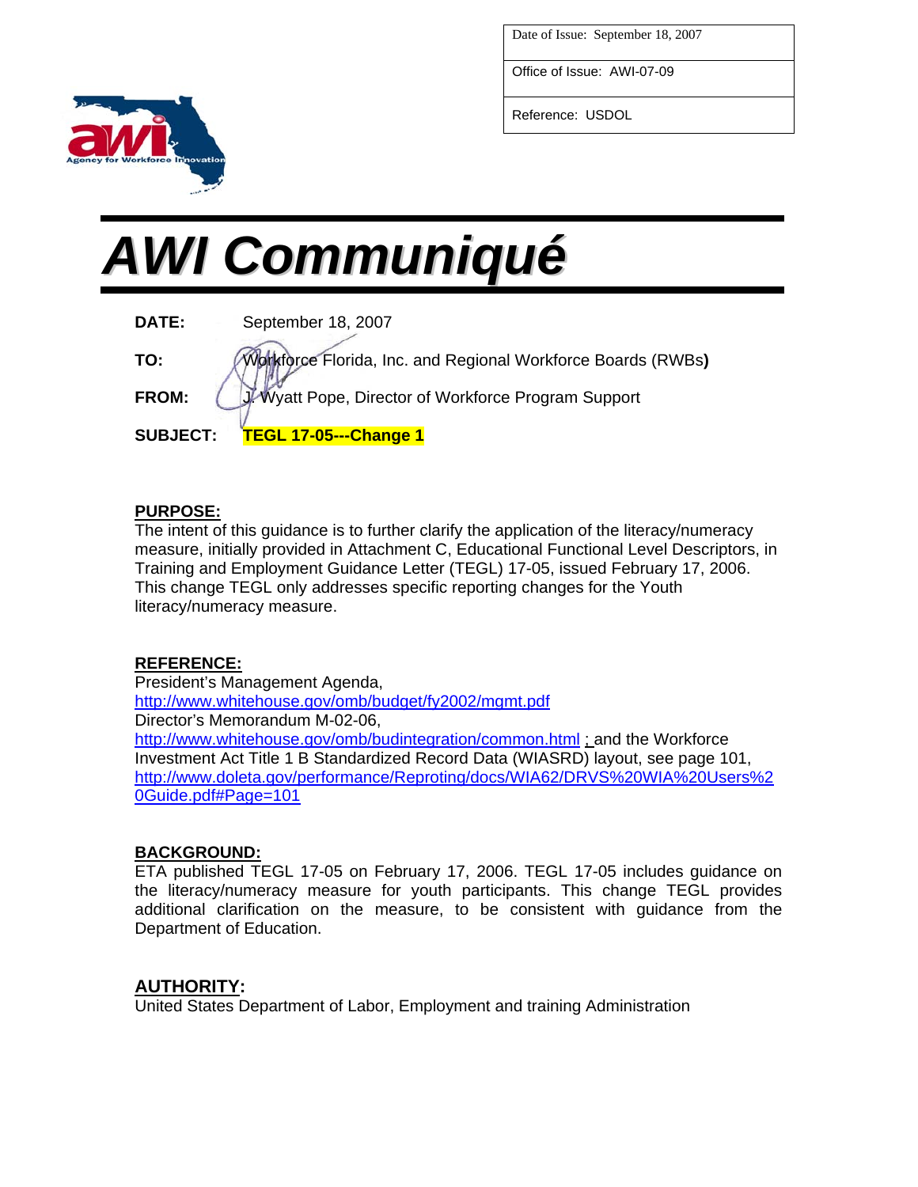| Date of Issue: September 18, 2007 |
| --- |
| Office of Issue: AWI-07-09 |
| Reference: USDOL |

# AWI Communiqué

**DATE:** September 18, 2007

**TO:** Workforce Florida, Inc. and Regional Workforce Boards (RWBs**)**

**FROM:** J. Wyatt Pope, Director of Workforce Program Support

**SUBJECT:** **TEGL 17-05---Change 1**

## PURPOSE:

The intent of this guidance is to further clarify the application of the literacy/numeracy measure, initially provided in Attachment C, Educational Functional Level Descriptors, in Training and Employment Guidance Letter (TEGL) 17-05, issued February 17, 2006. This change TEGL only addresses specific reporting changes for the Youth literacy/numeracy measure.

## REFERENCE:

President's Management Agenda,
http://www.whitehouse.gov/omb/budget/fy2002/mgmt.pdf
Director's Memorandum M-02-06,
http://www.whitehouse.gov/omb/budintegration/common.html ; and the Workforce Investment Act Title 1 B Standardized Record Data (WIASRD) layout, see page 101,
http://www.doleta.gov/performance/Reproting/docs/WIA62/DRVS%20WIA%20Users%20Guide.pdf#Page=101

## BACKGROUND:

ETA published TEGL 17-05 on February 17, 2006. TEGL 17-05 includes guidance on the literacy/numeracy measure for youth participants. This change TEGL provides additional clarification on the measure, to be consistent with guidance from the Department of Education.

## AUTHORITY:

United States Department of Labor, Employment and training Administration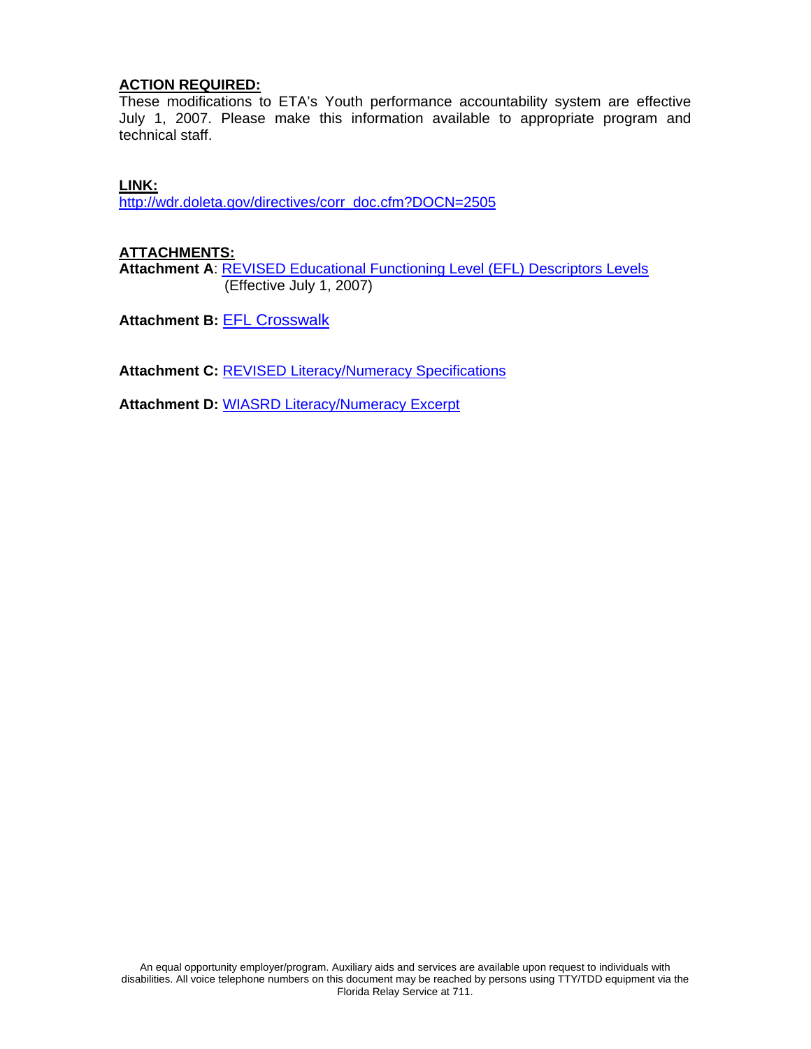**ACTION REQUIRED:**

These modifications to ETA's Youth performance accountability system are effective July 1, 2007. Please make this information available to appropriate program and technical staff.

**LINK:**

http://wdr.doleta.gov/directives/corr_doc.cfm?DOCN=2505

**ATTACHMENTS:**

**Attachment A**: REVISED Educational Functioning Level (EFL) Descriptors Levels (Effective July 1, 2007)

**Attachment B:** EFL Crosswalk

**Attachment C:** REVISED Literacy/Numeracy Specifications

**Attachment D:** WIASRD Literacy/Numeracy Excerpt

An equal opportunity employer/program. Auxiliary aids and services are available upon request to individuals with disabilities. All voice telephone numbers on this document may be reached by persons using TTY/TDD equipment via the Florida Relay Service at 711.